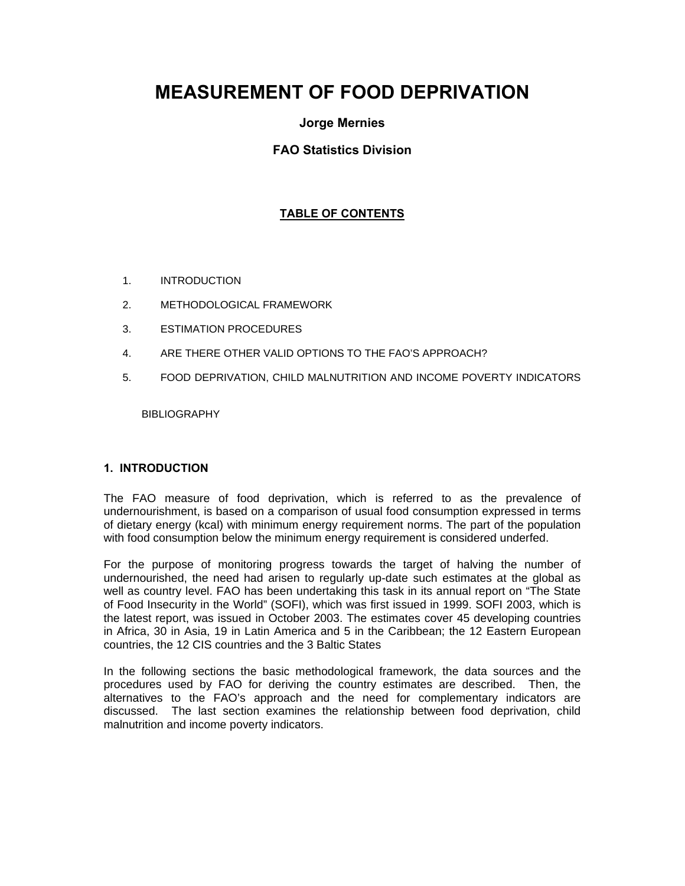# MEASUREMENT OF FOOD DEPRIVATION

**Jorge Mernies**

**FAO Statistics Division**

**TABLE OF CONTENTS**

1. INTRODUCTION
2. METHODOLOGICAL FRAMEWORK
3. ESTIMATION PROCEDURES
4. ARE THERE OTHER VALID OPTIONS TO THE FAO'S APPROACH?
5. FOOD DEPRIVATION, CHILD MALNUTRITION AND INCOME POVERTY INDICATORS

BIBLIOGRAPHY

## 1. INTRODUCTION

The FAO measure of food deprivation, which is referred to as the prevalence of undernourishment, is based on a comparison of usual food consumption expressed in terms of dietary energy (kcal) with minimum energy requirement norms. The part of the population with food consumption below the minimum energy requirement is considered underfed.

For the purpose of monitoring progress towards the target of halving the number of undernourished, the need had arisen to regularly up-date such estimates at the global as well as country level. FAO has been undertaking this task in its annual report on "The State of Food Insecurity in the World" (SOFI), which was first issued in 1999. SOFI 2003, which is the latest report, was issued in October 2003. The estimates cover 45 developing countries in Africa, 30 in Asia, 19 in Latin America and 5 in the Caribbean; the 12 Eastern European countries, the 12 CIS countries and the 3 Baltic States

In the following sections the basic methodological framework, the data sources and the procedures used by FAO for deriving the country estimates are described. Then, the alternatives to the FAO's approach and the need for complementary indicators are discussed. The last section examines the relationship between food deprivation, child malnutrition and income poverty indicators.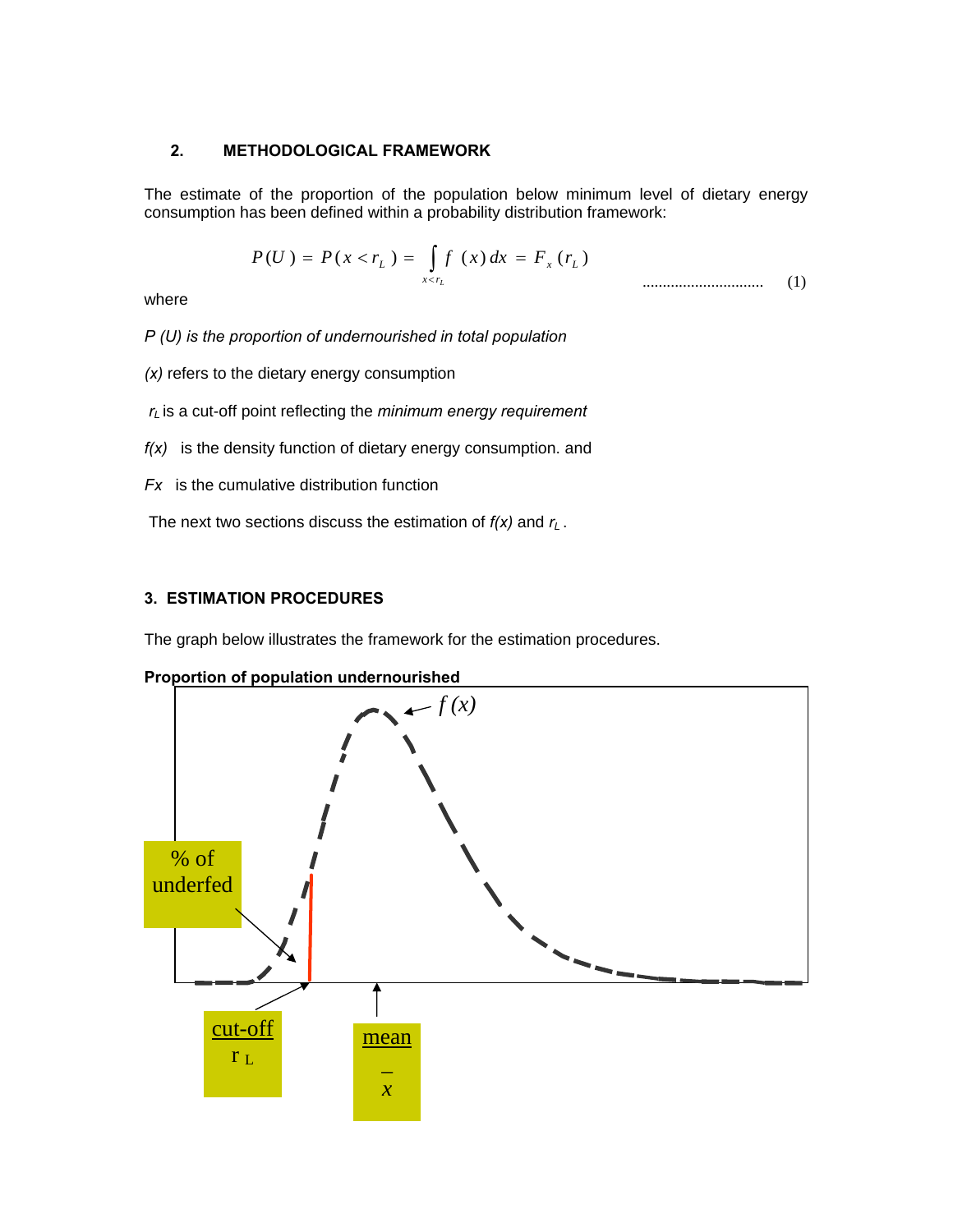## 2. METHODOLOGICAL FRAMEWORK

The estimate of the proportion of the population below minimum level of dietary energy consumption has been defined within a probability distribution framework:

$$P(U) = P(x < r_L) = \int_{x<r_L} f(x)\,dx = F_x(r_L) \qquad \text{..............................} \quad (1)$$

where

*P (U) is the proportion of undernourished in total population*

*(x)* refers to the dietary energy consumption

$r_L$ is a cut-off point reflecting the *minimum energy requirement*

*f(x)* is the density function of dietary energy consumption. and

*Fx* is the cumulative distribution function

The next two sections discuss the estimation of *f(x)* and $r_L$.

## 3. ESTIMATION PROCEDURES

The graph below illustrates the framework for the estimation procedures.

**Proportion of population undernourished**

$f(x)$

% of underfed

cut-off $r_L$

mean $\bar{x}$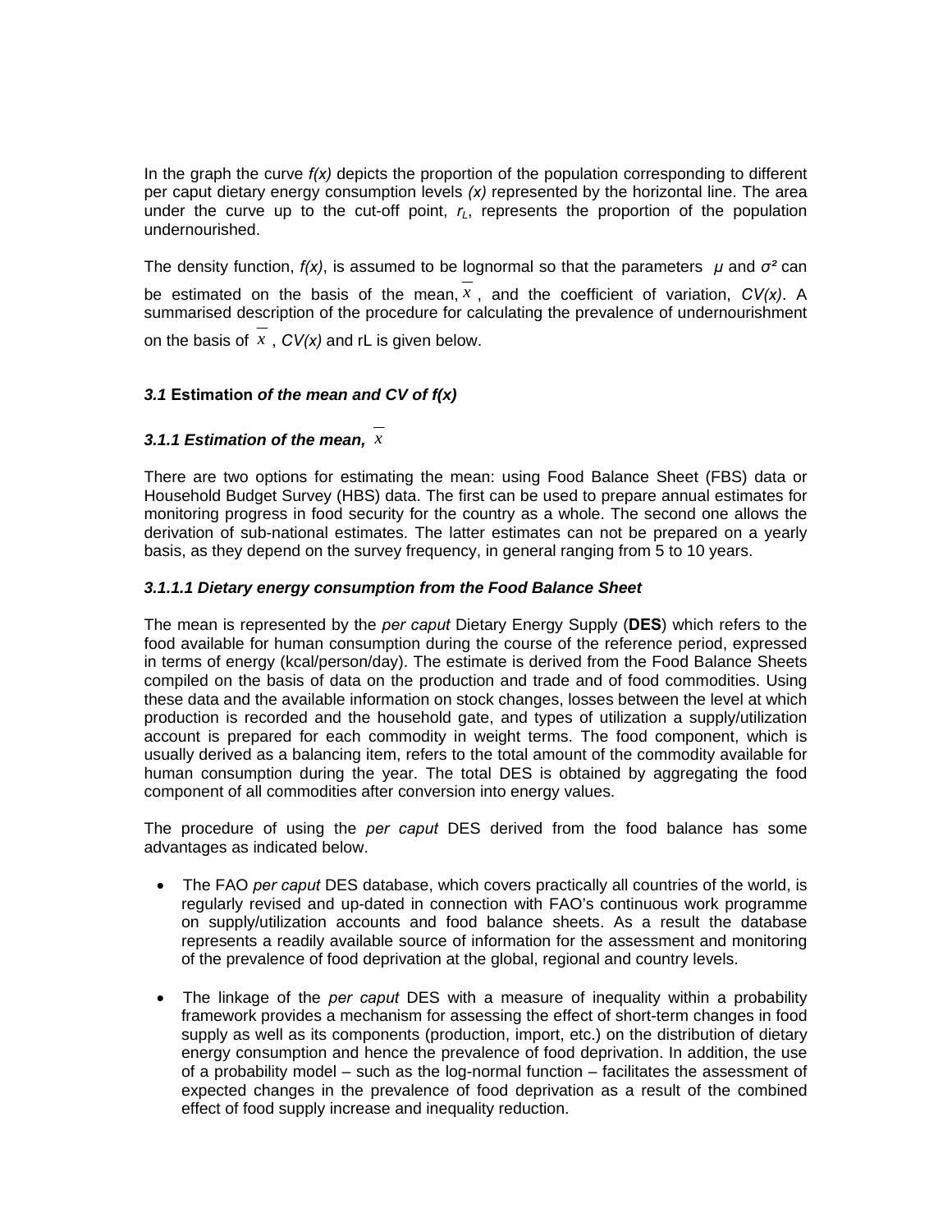In the graph the curve $f(x)$ depicts the proportion of the population corresponding to different per caput dietary energy consumption levels $(x)$ represented by the horizontal line. The area under the curve up to the cut-off point, $r_L$, represents the proportion of the population undernourished.

The density function, $f(x)$, is assumed to be lognormal so that the parameters $\mu$ and $\sigma^2$ can be estimated on the basis of the mean, $\bar{x}$, and the coefficient of variation, $CV(x)$. A summarised description of the procedure for calculating the prevalence of undernourishment on the basis of $\bar{x}$, $CV(x)$ and rL is given below.

### *3.1* **Estimation** *of the mean and CV of f(x)*

#### *3.1.1 Estimation of the mean,* $\bar{x}$

There are two options for estimating the mean: using Food Balance Sheet (FBS) data or Household Budget Survey (HBS) data. The first can be used to prepare annual estimates for monitoring progress in food security for the country as a whole. The second one allows the derivation of sub-national estimates. The latter estimates can not be prepared on a yearly basis, as they depend on the survey frequency, in general ranging from 5 to 10 years.

##### *3.1.1.1 Dietary energy consumption from the Food Balance Sheet*

The mean is represented by the *per caput* Dietary Energy Supply (**DES**) which refers to the food available for human consumption during the course of the reference period, expressed in terms of energy (kcal/person/day). The estimate is derived from the Food Balance Sheets compiled on the basis of data on the production and trade and of food commodities. Using these data and the available information on stock changes, losses between the level at which production is recorded and the household gate, and types of utilization a supply/utilization account is prepared for each commodity in weight terms. The food component, which is usually derived as a balancing item, refers to the total amount of the commodity available for human consumption during the year. The total DES is obtained by aggregating the food component of all commodities after conversion into energy values.

The procedure of using the *per caput* DES derived from the food balance has some advantages as indicated below.

- The FAO *per caput* DES database, which covers practically all countries of the world, is regularly revised and up-dated in connection with FAO's continuous work programme on supply/utilization accounts and food balance sheets. As a result the database represents a readily available source of information for the assessment and monitoring of the prevalence of food deprivation at the global, regional and country levels.

- The linkage of the *per caput* DES with a measure of inequality within a probability framework provides a mechanism for assessing the effect of short-term changes in food supply as well as its components (production, import, etc.) on the distribution of dietary energy consumption and hence the prevalence of food deprivation. In addition, the use of a probability model – such as the log-normal function – facilitates the assessment of expected changes in the prevalence of food deprivation as a result of the combined effect of food supply increase and inequality reduction.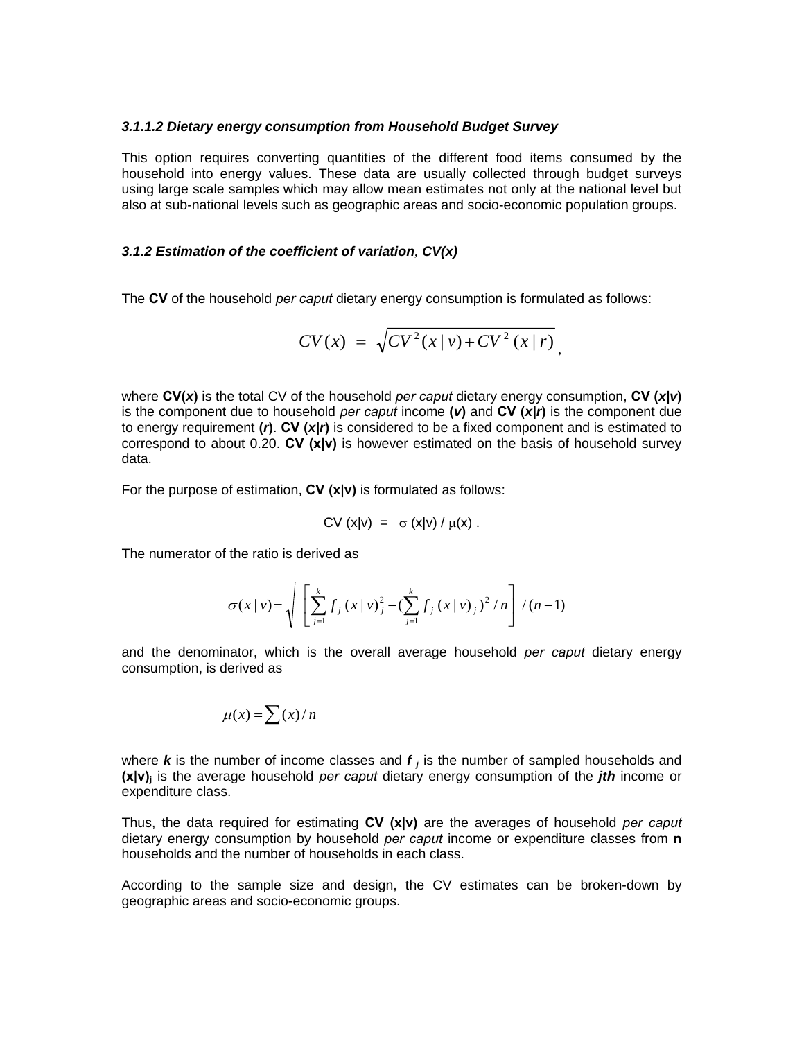#### *3.1.1.2 Dietary energy consumption from Household Budget Survey*

This option requires converting quantities of the different food items consumed by the household into energy values. These data are usually collected through budget surveys using large scale samples which may allow mean estimates not only at the national level but also at sub-national levels such as geographic areas and socio-economic population groups.

### *3.1.2 Estimation of the coefficient of variation, CV(x)*

The **CV** of the household *per caput* dietary energy consumption is formulated as follows:

$$CV(x) \;=\; \sqrt{CV^2(x \mid v) + CV^2\,(x \mid r)}\,,$$

where **CV(*x*)** is the total CV of the household *per caput* dietary energy consumption, **CV (*x*|*v*)** is the component due to household *per caput* income **(*v*)** and **CV (*x*|*r*)** is the component due to energy requirement **(*r*)**. **CV (*x*|*r*)** is considered to be a fixed component and is estimated to correspond to about 0.20. **CV (x|v)** is however estimated on the basis of household survey data.

For the purpose of estimation, **CV (x|v)** is formulated as follows:

$$CV\,(x|v) \;=\; \sigma\,(x|v) \,/\, \mu(x)\,.$$

The numerator of the ratio is derived as

$$\sigma(x \mid v) = \sqrt{\left[\sum_{j=1}^{k} f_j\,(x \mid v)_j^2 - (\sum_{j=1}^{k} f_j\,(x \mid v)_j)^2 \,/\, n\right] \,/\, (n-1)}$$

and the denominator, which is the overall average household *per caput* dietary energy consumption, is derived as

$$\mu(x) = \sum (x) \,/\, n$$

where ***k*** is the number of income classes and $f_j$ is the number of sampled households and $(x|v)_j$ is the average household *per caput* dietary energy consumption of the ***jth*** income or expenditure class.

Thus, the data required for estimating **CV (x|v)** are the averages of household *per caput* dietary energy consumption by household *per caput* income or expenditure classes from **n** households and the number of households in each class.

According to the sample size and design, the CV estimates can be broken-down by geographic areas and socio-economic groups.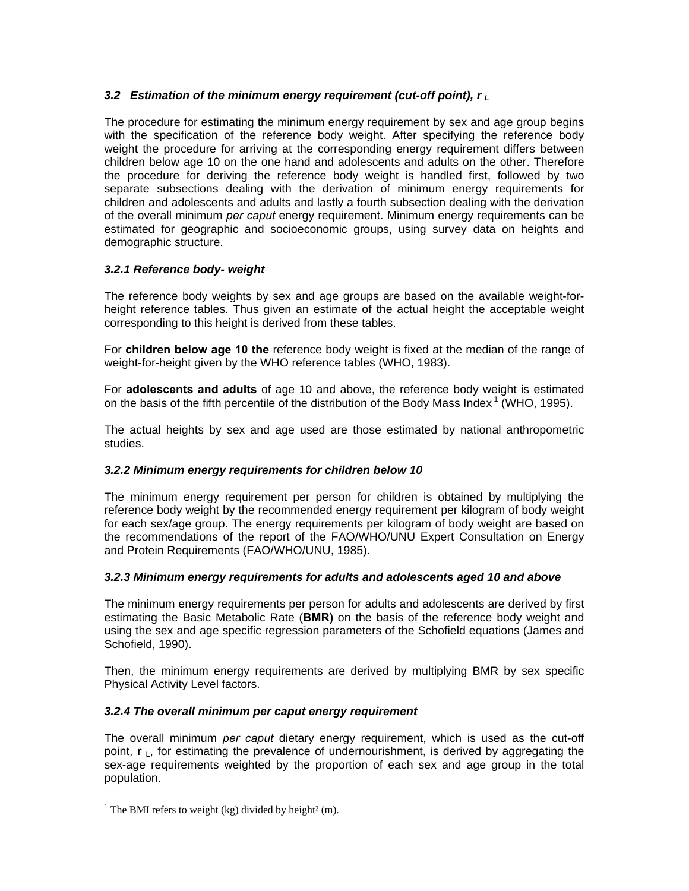### *3.2 Estimation of the minimum energy requirement (cut-off point), $r_L$*

The procedure for estimating the minimum energy requirement by sex and age group begins with the specification of the reference body weight. After specifying the reference body weight the procedure for arriving at the corresponding energy requirement differs between children below age 10 on the one hand and adolescents and adults on the other. Therefore the procedure for deriving the reference body weight is handled first, followed by two separate subsections dealing with the derivation of minimum energy requirements for children and adolescents and adults and lastly a fourth subsection dealing with the derivation of the overall minimum *per caput* energy requirement. Minimum energy requirements can be estimated for geographic and socioeconomic groups, using survey data on heights and demographic structure.

#### *3.2.1 Reference body- weight*

The reference body weights by sex and age groups are based on the available weight-for-height reference tables. Thus given an estimate of the actual height the acceptable weight corresponding to this height is derived from these tables.

For **children below age 10 the** reference body weight is fixed at the median of the range of weight-for-height given by the WHO reference tables (WHO, 1983).

For **adolescents and adults** of age 10 and above, the reference body weight is estimated on the basis of the fifth percentile of the distribution of the Body Mass Index [1] (WHO, 1995).

The actual heights by sex and age used are those estimated by national anthropometric studies.

#### *3.2.2 Minimum energy requirements for children below 10*

The minimum energy requirement per person for children is obtained by multiplying the reference body weight by the recommended energy requirement per kilogram of body weight for each sex/age group. The energy requirements per kilogram of body weight are based on the recommendations of the report of the FAO/WHO/UNU Expert Consultation on Energy and Protein Requirements (FAO/WHO/UNU, 1985).

#### *3.2.3 Minimum energy requirements for adults and adolescents aged 10 and above*

The minimum energy requirements per person for adults and adolescents are derived by first estimating the Basic Metabolic Rate (**BMR)** on the basis of the reference body weight and using the sex and age specific regression parameters of the Schofield equations (James and Schofield, 1990).

Then, the minimum energy requirements are derived by multiplying BMR by sex specific Physical Activity Level factors.

#### *3.2.4 The overall minimum per caput energy requirement*

The overall minimum *per caput* dietary energy requirement, which is used as the cut-off point, $\mathbf{r}_L$, for estimating the prevalence of undernourishment, is derived by aggregating the sex-age requirements weighted by the proportion of each sex and age group in the total population.

---

[1] The BMI refers to weight (kg) divided by height² (m).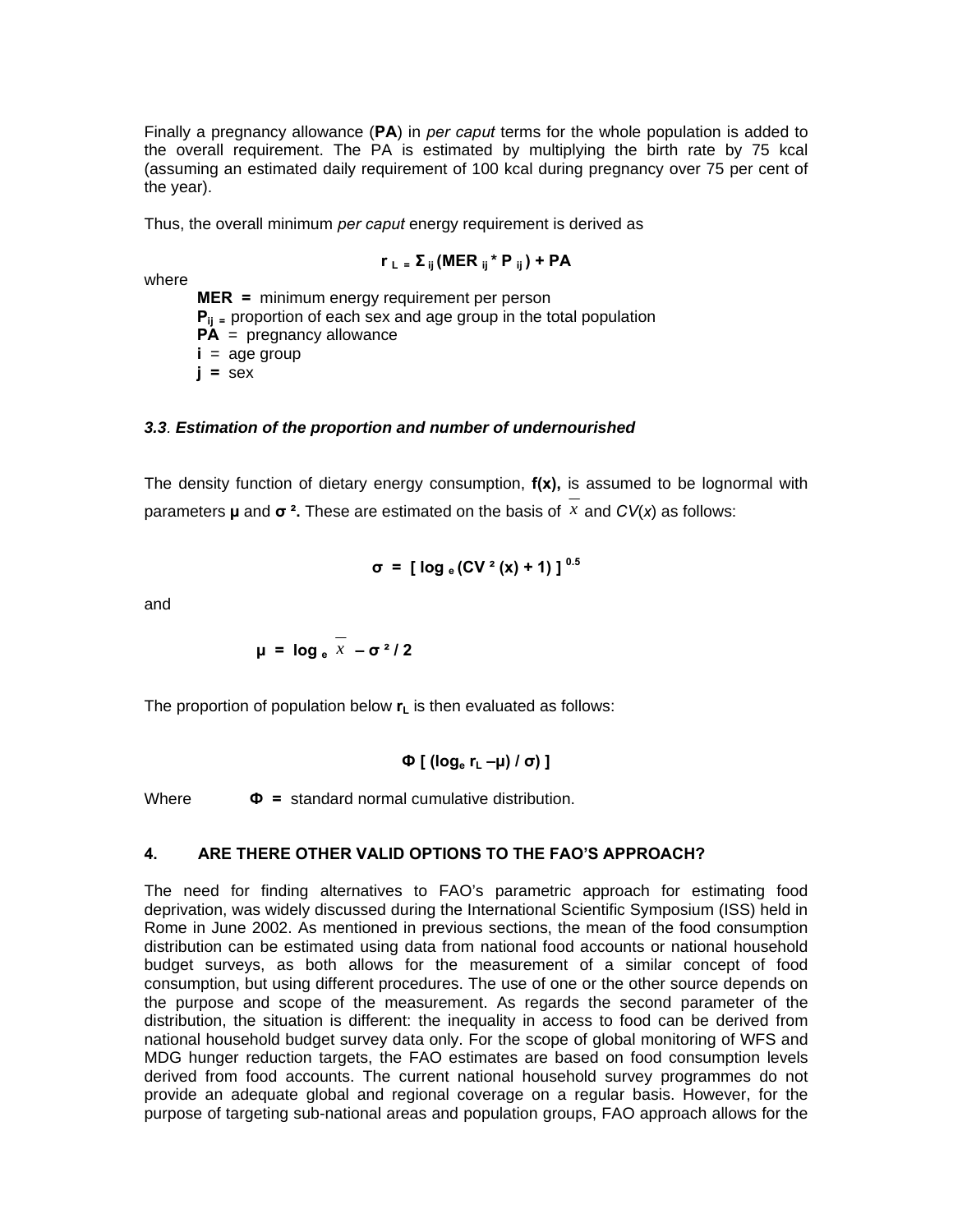Finally a pregnancy allowance (**PA**) in *per caput* terms for the whole population is added to the overall requirement. The PA is estimated by multiplying the birth rate by 75 kcal (assuming an estimated daily requirement of 100 kcal during pregnancy over 75 per cent of the year).

Thus, the overall minimum *per caput* energy requirement is derived as

$$r_L = \Sigma_{ij} (MER_{ij} * P_{ij}) + PA$$

where

- **MER** = minimum energy requirement per person
- $P_{ij}$ = proportion of each sex and age group in the total population
- **PA** = pregnancy allowance
- **i** = age group
- **j** = sex

### *3.3. Estimation of the proportion and number of undernourished*

The density function of dietary energy consumption, **f(x),** is assumed to be lognormal with parameters **μ** and **σ ².** These are estimated on the basis of $\bar{x}$ and *CV*(*x*) as follows:

$$\sigma = [\log_e (CV^2 (x) + 1)]^{0.5}$$

and

$$\mu = \log_e \bar{x} - \sigma^2 / 2$$

The proportion of population below $r_L$ is then evaluated as follows:

$$\Phi [ (\log_e r_L - \mu) / \sigma) ]$$

Where **Φ =** standard normal cumulative distribution.

## 4. ARE THERE OTHER VALID OPTIONS TO THE FAO'S APPROACH?

The need for finding alternatives to FAO's parametric approach for estimating food deprivation, was widely discussed during the International Scientific Symposium (ISS) held in Rome in June 2002. As mentioned in previous sections, the mean of the food consumption distribution can be estimated using data from national food accounts or national household budget surveys, as both allows for the measurement of a similar concept of food consumption, but using different procedures. The use of one or the other source depends on the purpose and scope of the measurement. As regards the second parameter of the distribution, the situation is different: the inequality in access to food can be derived from national household budget survey data only. For the scope of global monitoring of WFS and MDG hunger reduction targets, the FAO estimates are based on food consumption levels derived from food accounts. The current national household survey programmes do not provide an adequate global and regional coverage on a regular basis. However, for the purpose of targeting sub-national areas and population groups, FAO approach allows for the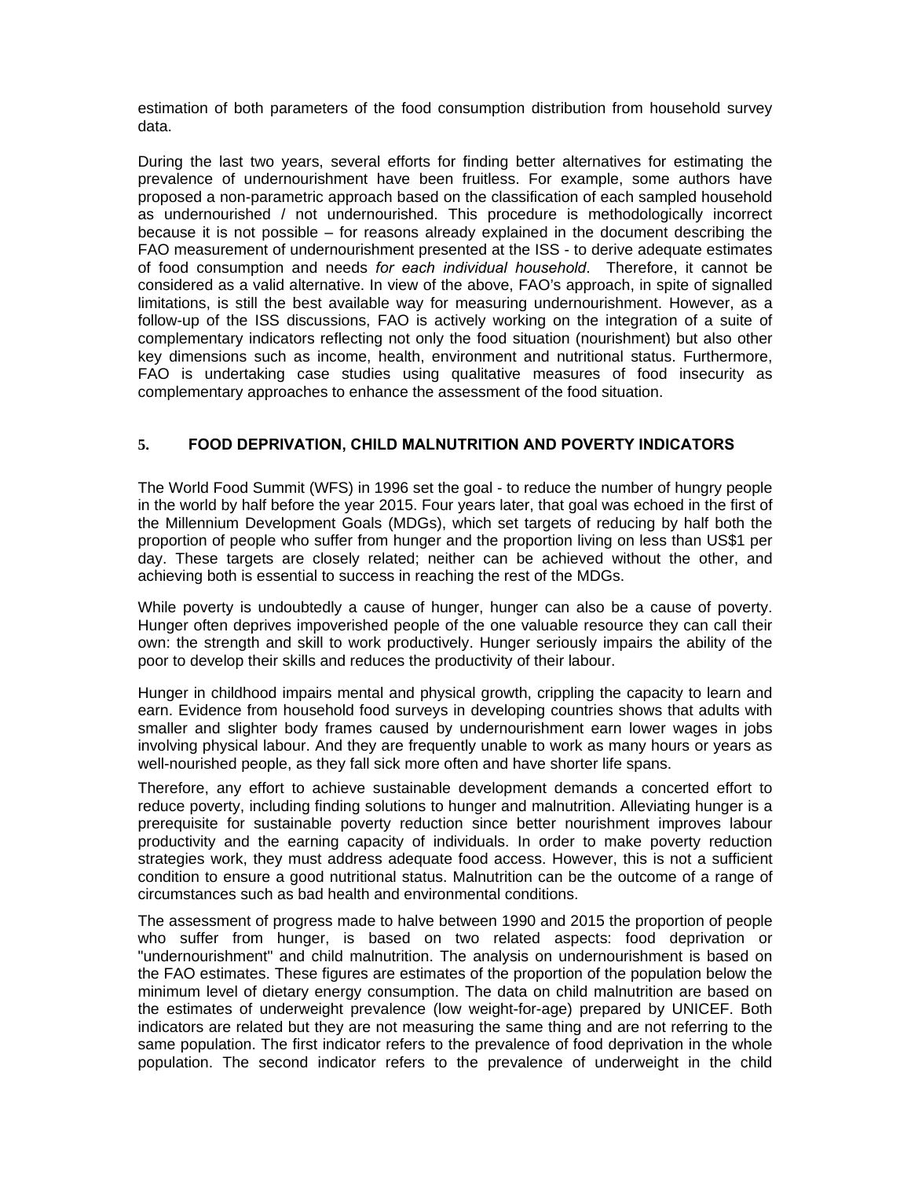estimation of both parameters of the food consumption distribution from household survey data.

During the last two years, several efforts for finding better alternatives for estimating the prevalence of undernourishment have been fruitless. For example, some authors have proposed a non-parametric approach based on the classification of each sampled household as undernourished / not undernourished. This procedure is methodologically incorrect because it is not possible – for reasons already explained in the document describing the FAO measurement of undernourishment presented at the ISS - to derive adequate estimates of food consumption and needs *for each individual household*. Therefore, it cannot be considered as a valid alternative. In view of the above, FAO's approach, in spite of signalled limitations, is still the best available way for measuring undernourishment. However, as a follow-up of the ISS discussions, FAO is actively working on the integration of a suite of complementary indicators reflecting not only the food situation (nourishment) but also other key dimensions such as income, health, environment and nutritional status. Furthermore, FAO is undertaking case studies using qualitative measures of food insecurity as complementary approaches to enhance the assessment of the food situation.

## 5. FOOD DEPRIVATION, CHILD MALNUTRITION AND POVERTY INDICATORS

The World Food Summit (WFS) in 1996 set the goal - to reduce the number of hungry people in the world by half before the year 2015. Four years later, that goal was echoed in the first of the Millennium Development Goals (MDGs), which set targets of reducing by half both the proportion of people who suffer from hunger and the proportion living on less than US$1 per day. These targets are closely related; neither can be achieved without the other, and achieving both is essential to success in reaching the rest of the MDGs.

While poverty is undoubtedly a cause of hunger, hunger can also be a cause of poverty. Hunger often deprives impoverished people of the one valuable resource they can call their own: the strength and skill to work productively. Hunger seriously impairs the ability of the poor to develop their skills and reduces the productivity of their labour.

Hunger in childhood impairs mental and physical growth, crippling the capacity to learn and earn. Evidence from household food surveys in developing countries shows that adults with smaller and slighter body frames caused by undernourishment earn lower wages in jobs involving physical labour. And they are frequently unable to work as many hours or years as well-nourished people, as they fall sick more often and have shorter life spans.

Therefore, any effort to achieve sustainable development demands a concerted effort to reduce poverty, including finding solutions to hunger and malnutrition. Alleviating hunger is a prerequisite for sustainable poverty reduction since better nourishment improves labour productivity and the earning capacity of individuals. In order to make poverty reduction strategies work, they must address adequate food access. However, this is not a sufficient condition to ensure a good nutritional status. Malnutrition can be the outcome of a range of circumstances such as bad health and environmental conditions.

The assessment of progress made to halve between 1990 and 2015 the proportion of people who suffer from hunger, is based on two related aspects: food deprivation or "undernourishment" and child malnutrition. The analysis on undernourishment is based on the FAO estimates. These figures are estimates of the proportion of the population below the minimum level of dietary energy consumption. The data on child malnutrition are based on the estimates of underweight prevalence (low weight-for-age) prepared by UNICEF. Both indicators are related but they are not measuring the same thing and are not referring to the same population. The first indicator refers to the prevalence of food deprivation in the whole population. The second indicator refers to the prevalence of underweight in the child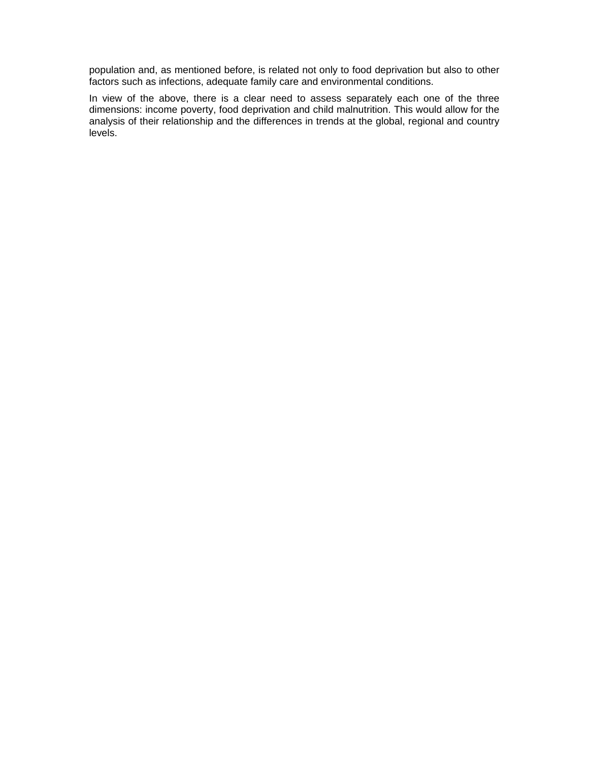population and, as mentioned before, is related not only to food deprivation but also to other factors such as infections, adequate family care and environmental conditions.

In view of the above, there is a clear need to assess separately each one of the three dimensions: income poverty, food deprivation and child malnutrition. This would allow for the analysis of their relationship and the differences in trends at the global, regional and country levels.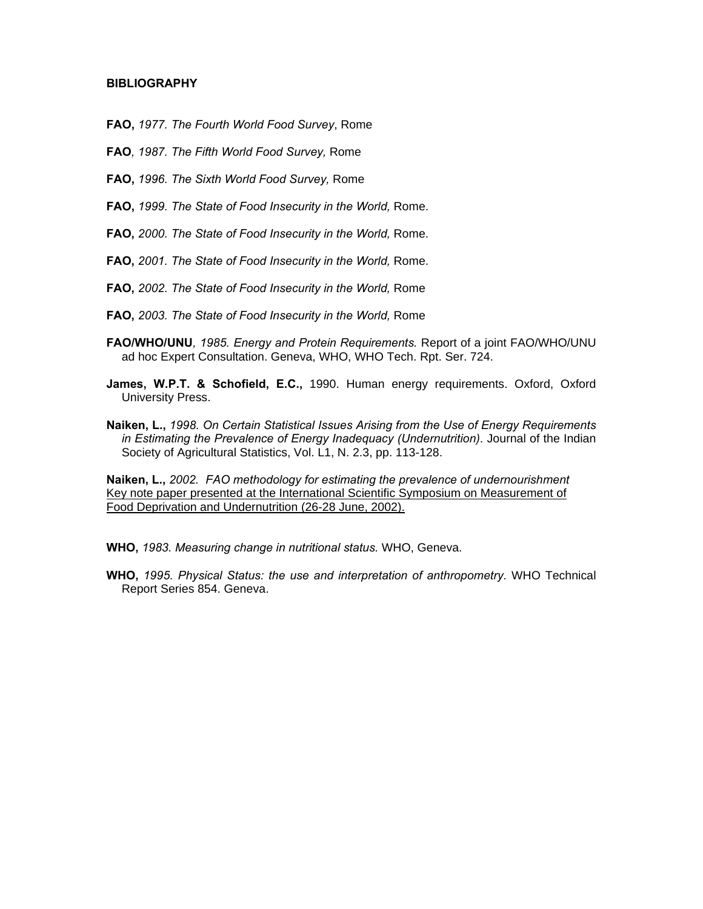**BIBLIOGRAPHY**

**FAO,** *1977. The Fourth World Food Survey*, Rome

**FAO***, 1987. The Fifth World Food Survey,* Rome

**FAO,** *1996. The Sixth World Food Survey,* Rome

**FAO,** *1999. The State of Food Insecurity in the World,* Rome.

**FAO,** *2000. The State of Food Insecurity in the World,* Rome.

**FAO,** *2001. The State of Food Insecurity in the World,* Rome.

**FAO,** *2002. The State of Food Insecurity in the World,* Rome

**FAO,** *2003. The State of Food Insecurity in the World,* Rome

**FAO/WHO/UNU***, 1985. Energy and Protein Requirements.* Report of a joint FAO/WHO/UNU ad hoc Expert Consultation. Geneva, WHO, WHO Tech. Rpt. Ser. 724.

**James, W.P.T. & Schofield, E.C.,** 1990. Human energy requirements. Oxford, Oxford University Press.

**Naiken, L.,** *1998. On Certain Statistical Issues Arising from the Use of Energy Requirements in Estimating the Prevalence of Energy Inadequacy (Undernutrition)*. Journal of the Indian Society of Agricultural Statistics, Vol. L1, N. 2.3, pp. 113-128.

**Naiken, L.,** *2002. FAO methodology for estimating the prevalence of undernourishment* Key note paper presented at the International Scientific Symposium on Measurement of Food Deprivation and Undernutrition (26-28 June, 2002).

**WHO,** *1983. Measuring change in nutritional status.* WHO, Geneva.

**WHO,** *1995. Physical Status: the use and interpretation of anthropometry.* WHO Technical Report Series 854. Geneva.